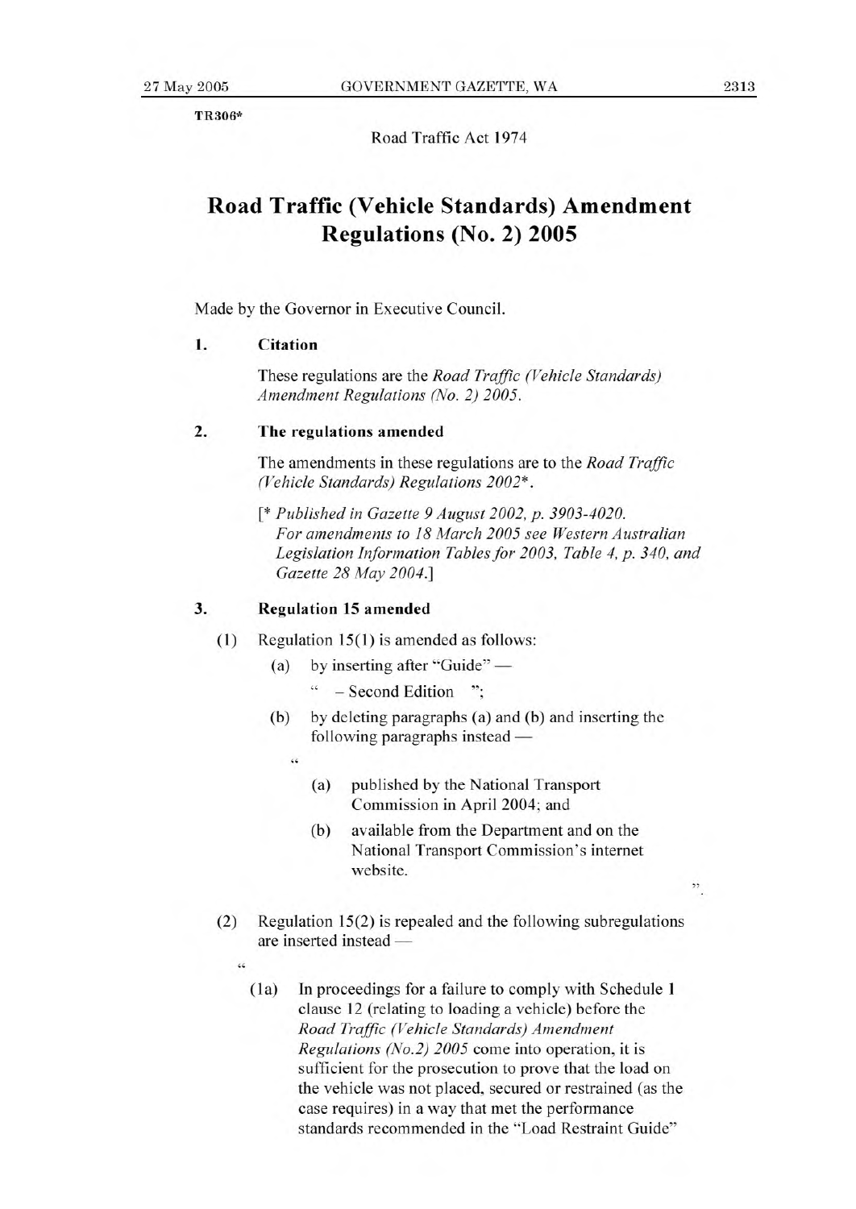TR306*

Road Traffic Act 1974

# Road Traffic (Vehicle Standards) Amendment Regulations (No. 2) 2005

Made by the Governor in Executive Council.

**1. Citation**

These regulations are the *Road Traffic (Vehicle Standards) Amendment Regulations (No. 2) 2005*.

**2. The regulations amended**

The amendments in these regulations are to the *Road Traffic (Vehicle Standards) Regulations 2002*\*.

[\* *Published in Gazette 9 August 2002, p. 3903-4020. For amendments to 18 March 2005 see Western Australian Legislation Information Tables for 2003, Table 4, p. 340, and Gazette 28 May 2004.*]

**3. Regulation 15 amended**

(1) Regulation 15(1) is amended as follows:

(a) by inserting after "Guide" —

" – Second Edition ";

(b) by deleting paragraphs (a) and (b) and inserting the following paragraphs instead —

"

(a) published by the National Transport Commission in April 2004; and

(b) available from the Department and on the National Transport Commission's internet website.

".

(2) Regulation 15(2) is repealed and the following subregulations are inserted instead —

"

(1a) In proceedings for a failure to comply with Schedule 1 clause 12 (relating to loading a vehicle) before the *Road Traffic (Vehicle Standards) Amendment Regulations (No.2) 2005* come into operation, it is sufficient for the prosecution to prove that the load on the vehicle was not placed, secured or restrained (as the case requires) in a way that met the performance standards recommended in the "Load Restraint Guide"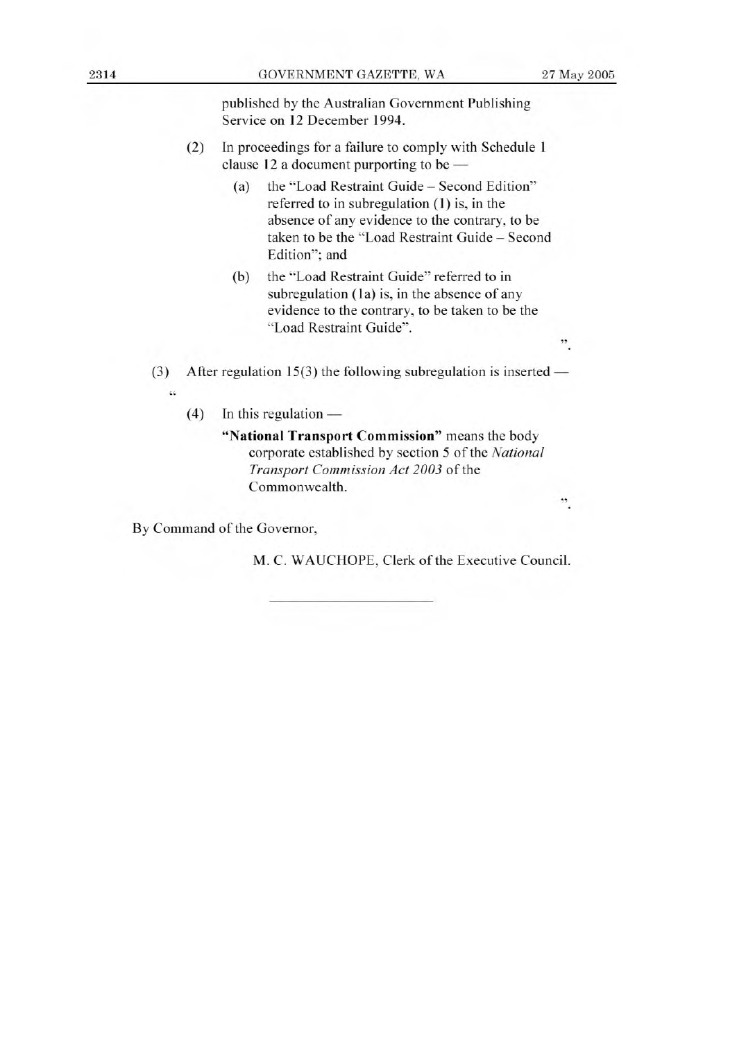published by the Australian Government Publishing Service on 12 December 1994.

(2) In proceedings for a failure to comply with Schedule 1 clause 12 a document purporting to be —

(a) the "Load Restraint Guide – Second Edition" referred to in subregulation (1) is, in the absence of any evidence to the contrary, to be taken to be the "Load Restraint Guide – Second Edition"; and

(b) the "Load Restraint Guide" referred to in subregulation (1a) is, in the absence of any evidence to the contrary, to be taken to be the "Load Restraint Guide".

".

(3) After regulation 15(3) the following subregulation is inserted —

"

(4) In this regulation —

**"National Transport Commission"** means the body corporate established by section 5 of the *National Transport Commission Act 2003* of the Commonwealth.

".

By Command of the Governor,

M. C. WAUCHOPE, Clerk of the Executive Council.